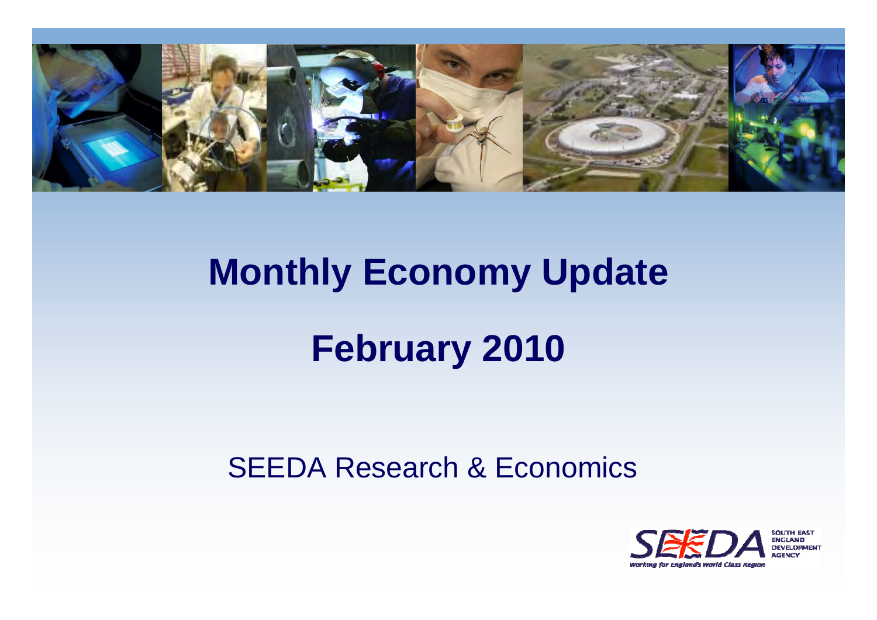# Monthly Economy Update

# February 2010

SEEDA Research & Economics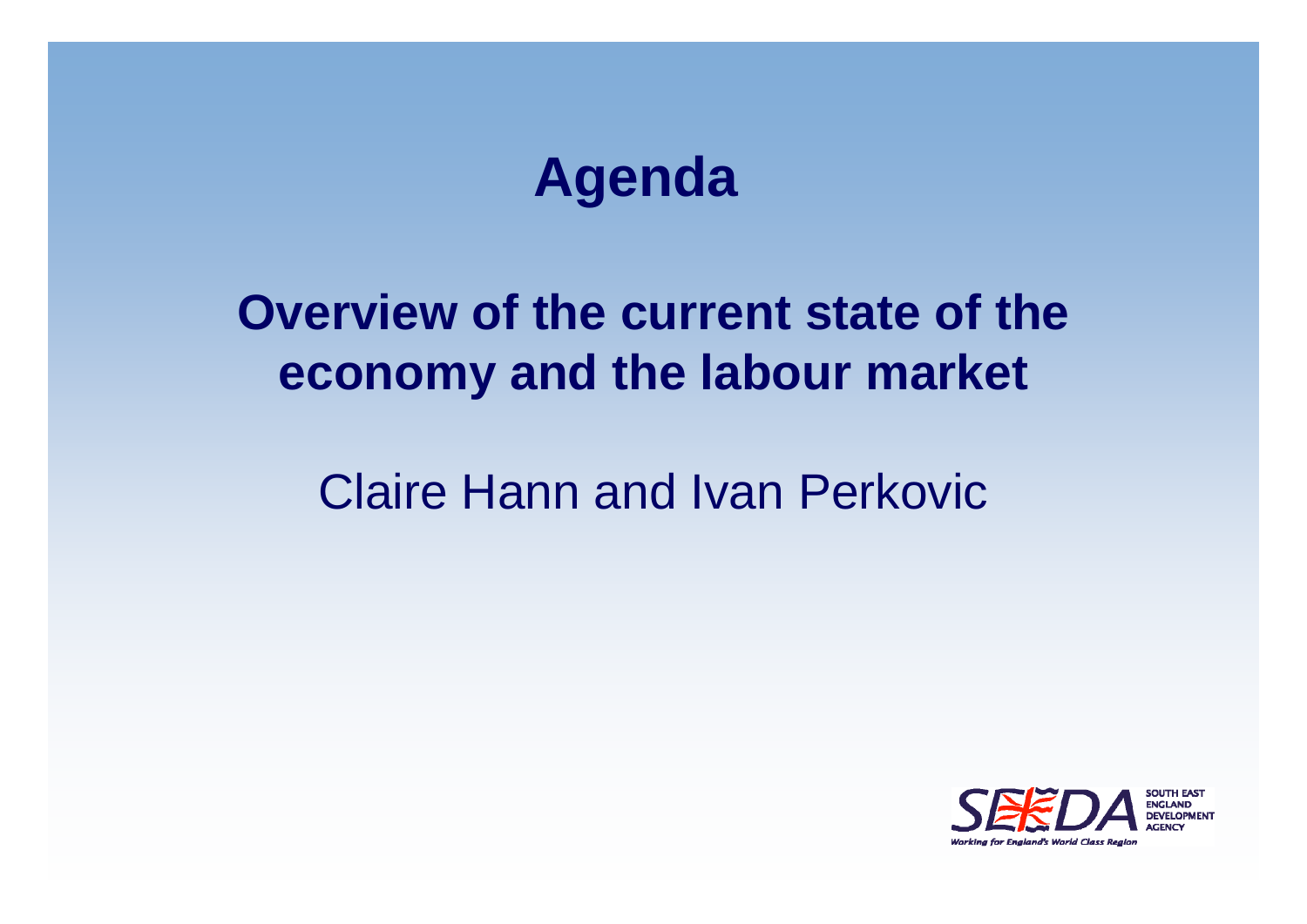# Agenda

## Overview of the current state of the economy and the labour market

Claire Hann and Ivan Perkovic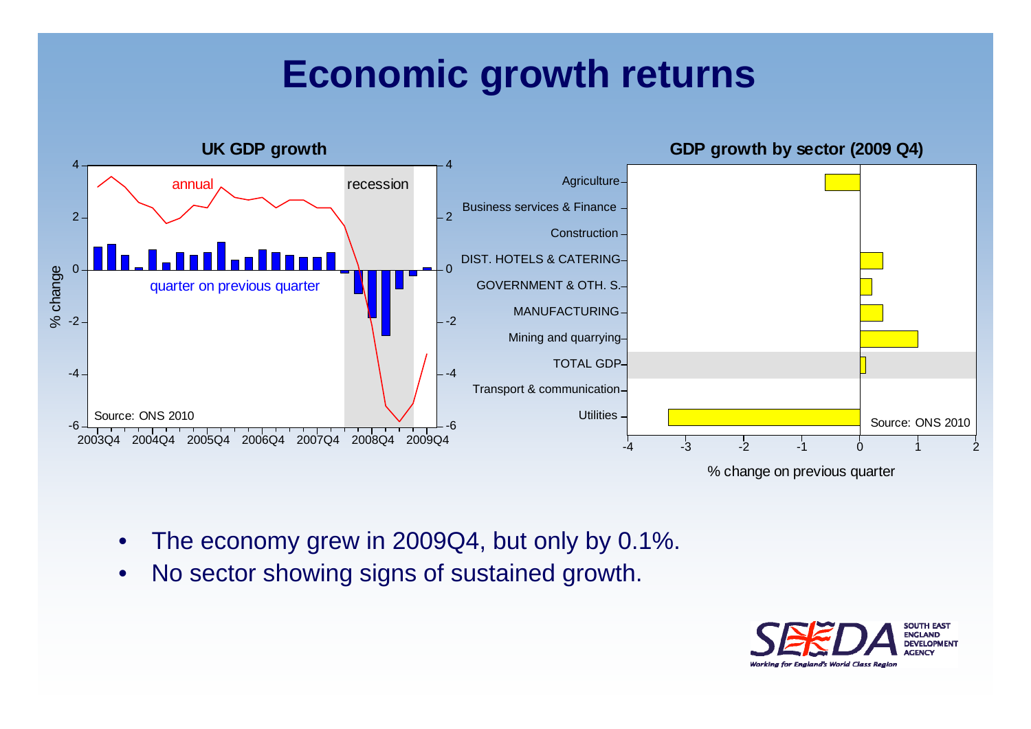# Economic growth returns

**UK GDP growth**

annual

recession

quarter on previous quarter

% change

Source: ONS 2010

2003Q4 2004Q4 2005Q4 2006Q4 2007Q4 2008Q4 2009Q4

**GDP growth by sector (2009 Q4)**

Agriculture

Business services & Finance

Construction

DIST. HOTELS & CATERING

GOVERNMENT & OTH. S.

MANUFACTURING

Mining and quarrying

TOTAL GDP

Transport & communication

Utilities

Source: ONS 2010

% change on previous quarter

- The economy grew in 2009Q4, but only by 0.1%.
- No sector showing signs of sustained growth.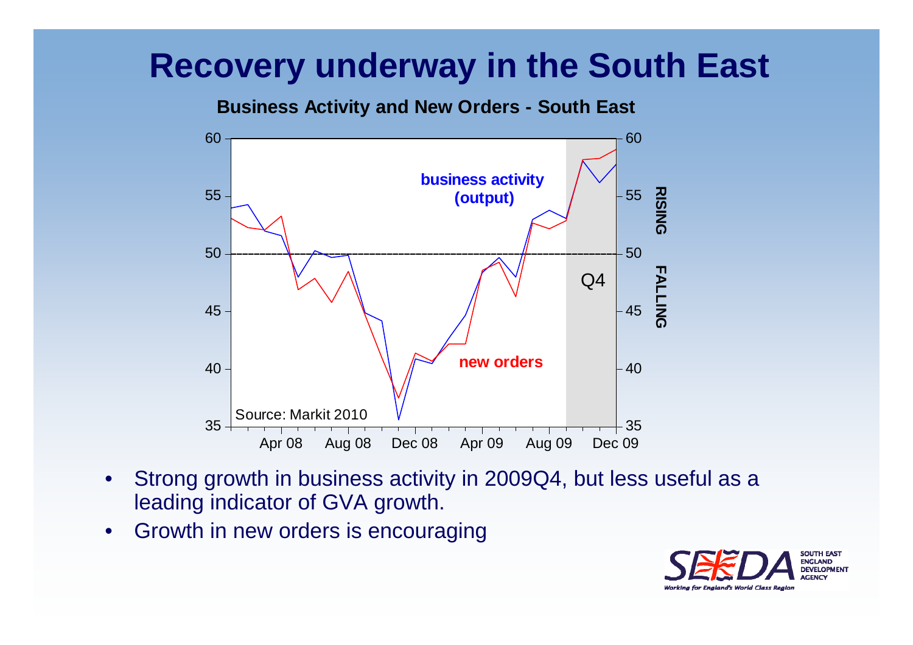# Recovery underway in the South East

**Business Activity and New Orders - South East**

- Strong growth in business activity in 2009Q4, but less useful as a leading indicator of GVA growth.
- Growth in new orders is encouraging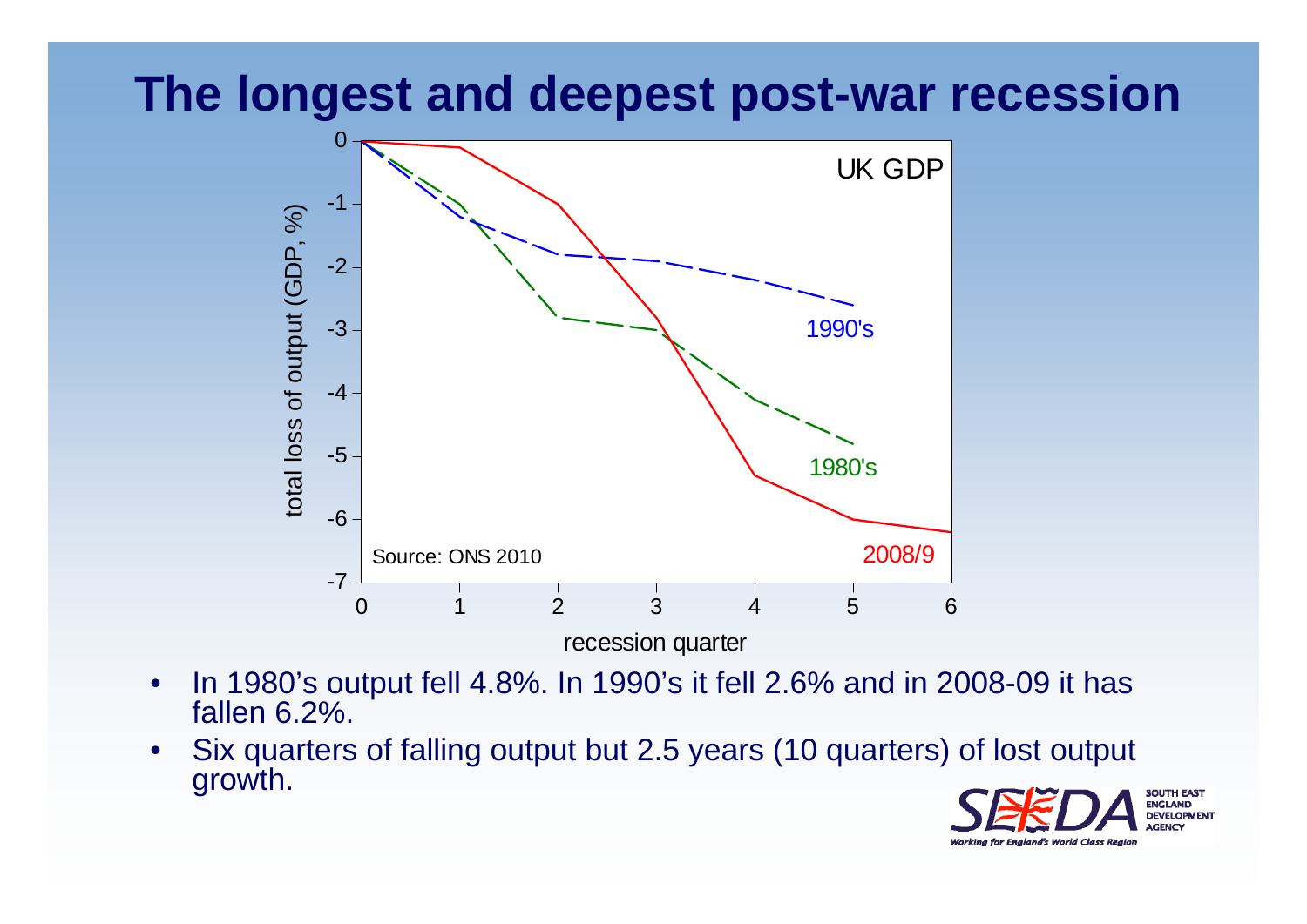# The longest and deepest post-war recession

UK GDP

total loss of output (GDP, %)

recession quarter

1990's

1980's

2008/9

Source: ONS 2010

- In 1980's output fell 4.8%. In 1990's it fell 2.6% and in 2008-09 it has fallen 6.2%.
- Six quarters of falling output but 2.5 years (10 quarters) of lost output growth.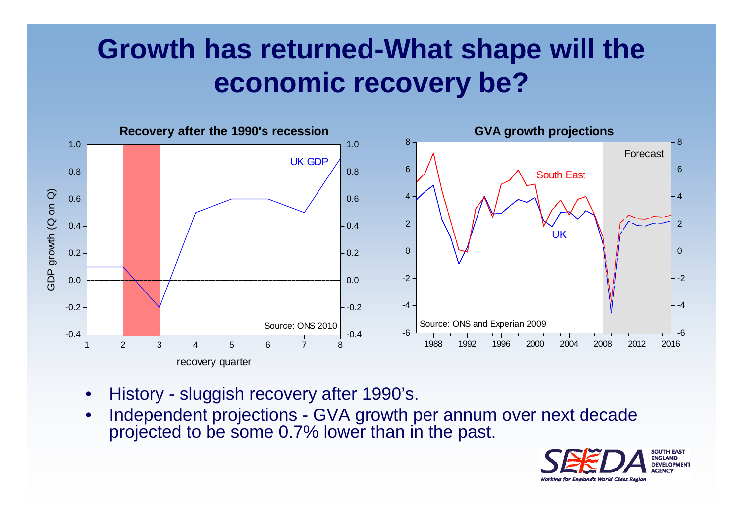# Growth has returned-What shape will the economic recovery be?

**Recovery after the 1990's recession**

GDP growth (Q on Q)

UK GDP

Source: ONS 2010

recovery quarter

**GVA growth projections**

Forecast

South East

UK

Source: ONS and Experian 2009

- History - sluggish recovery after 1990's.
- Independent projections - GVA growth per annum over next decade projected to be some 0.7% lower than in the past.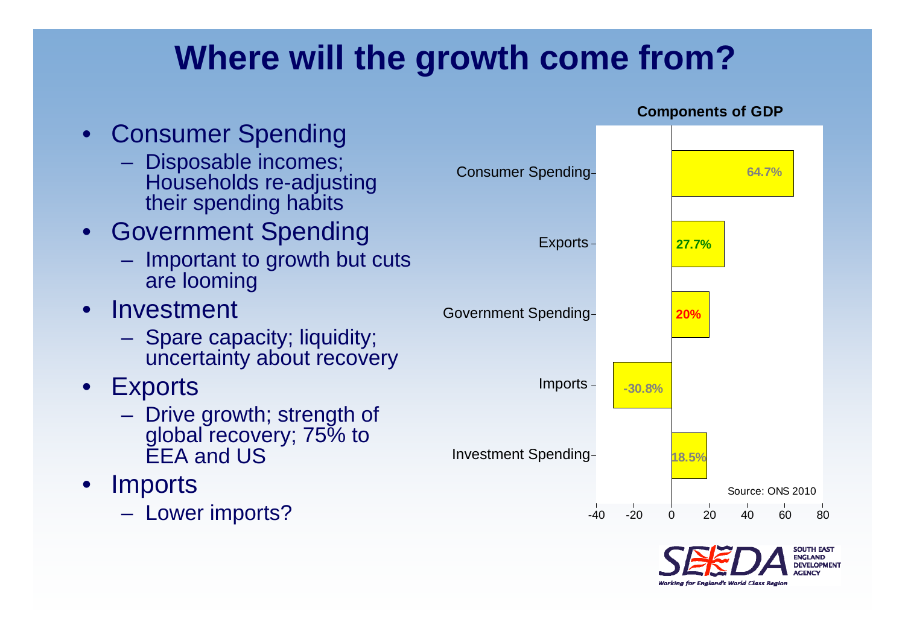# Where will the growth come from?

- Consumer Spending
  - Disposable incomes; Households re-adjusting their spending habits
- Government Spending
  - Important to growth but cuts are looming
- Investment
  - Spare capacity; liquidity; uncertainty about recovery
- Exports
  - Drive growth; strength of global recovery; 75% to EEA and US
- Imports
  - Lower imports?

**Components of GDP**

| Component | % |
| --- | --- |
| Consumer Spending | 64.7% |
| Exports | 27.7% |
| Government Spending | 20% |
| Imports | -30.8% |
| Investment Spending | 18.5% |

Source: ONS 2010

SEEDA SOUTH EAST ENGLAND DEVELOPMENT AGENCY
*Working for England's World Class Region*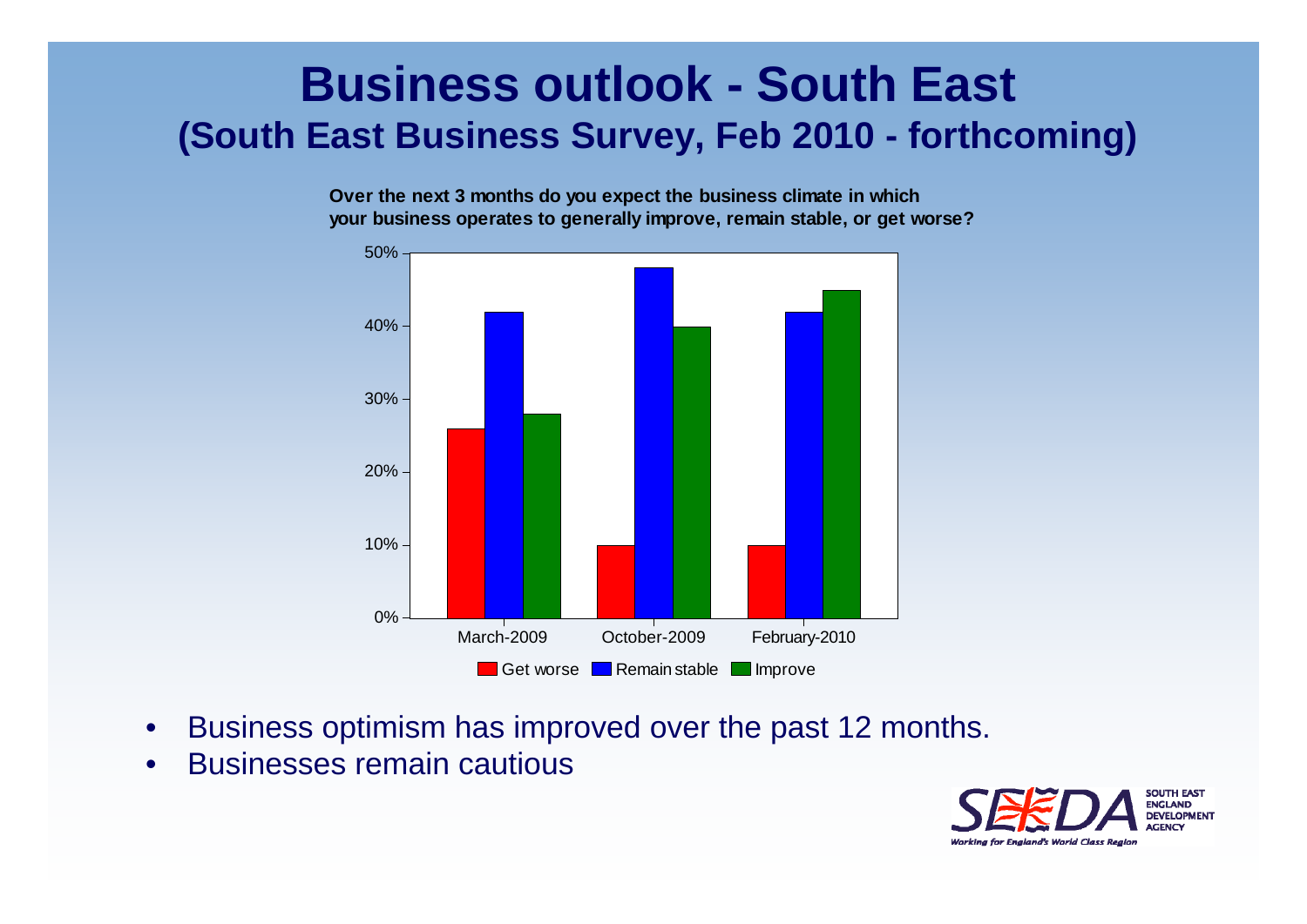# Business outlook - South East

## (South East Business Survey, Feb 2010 - forthcoming)

**Over the next 3 months do you expect the business climate in which your business operates to generally improve, remain stable, or get worse?**

| | Get worse | Remain stable | Improve |
|---|---|---|---|
| March-2009 | 26% | 42% | 28% |
| October-2009 | 10% | 48% | 40% |
| February-2010 | 10% | 42% | 45% |

- Business optimism has improved over the past 12 months.
- Businesses remain cautious

SEEDA SOUTH EAST ENGLAND DEVELOPMENT AGENCY
*Working for England's World Class Region*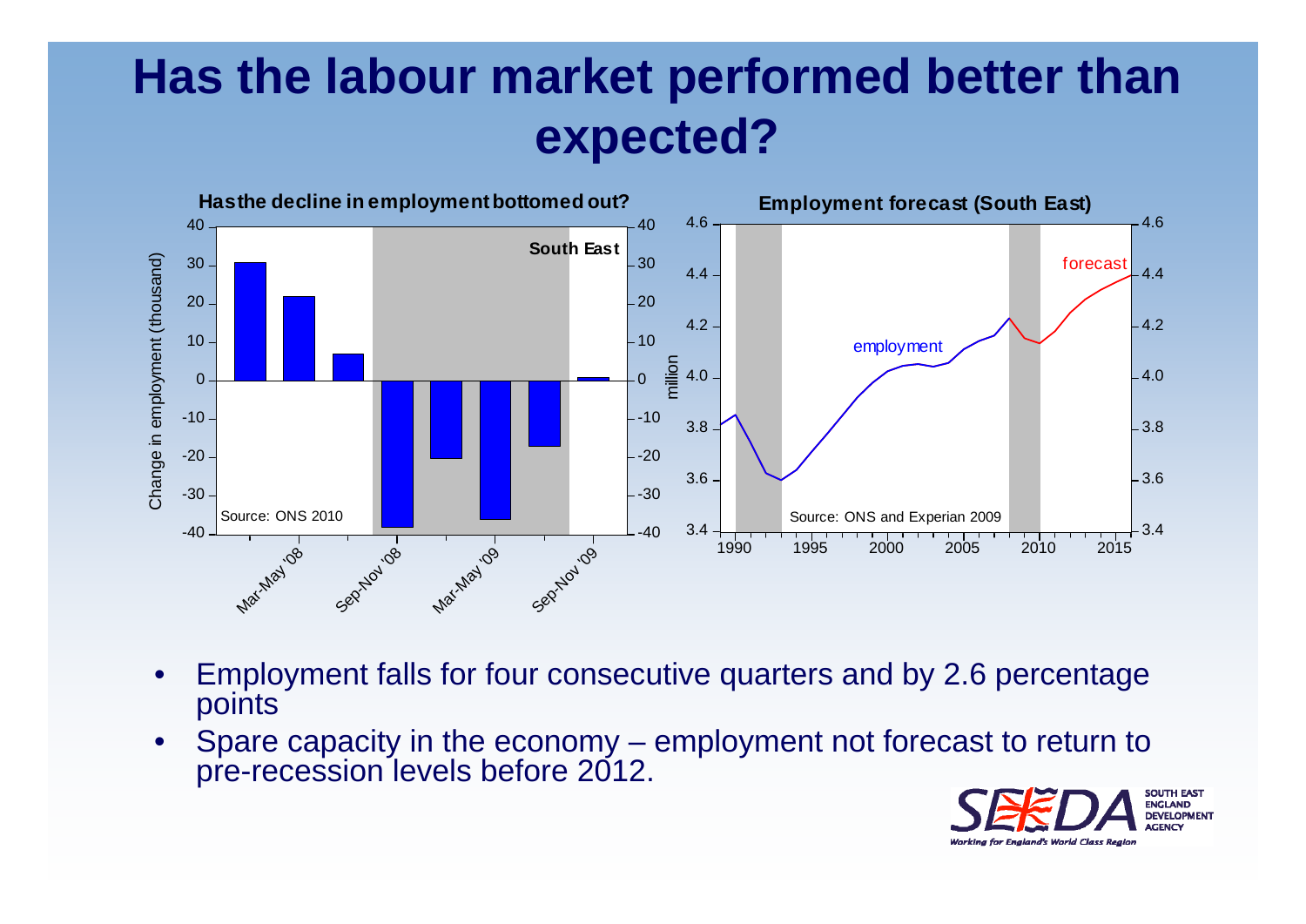# Has the labour market performed better than expected?

**Hasthe decline in employment bottomed out?**

South East

Source: ONS 2010

**Employment forecast (South East)**

Source: ONS and Experian 2009

- Employment falls for four consecutive quarters and by 2.6 percentage points
- Spare capacity in the economy – employment not forecast to return to pre-recession levels before 2012.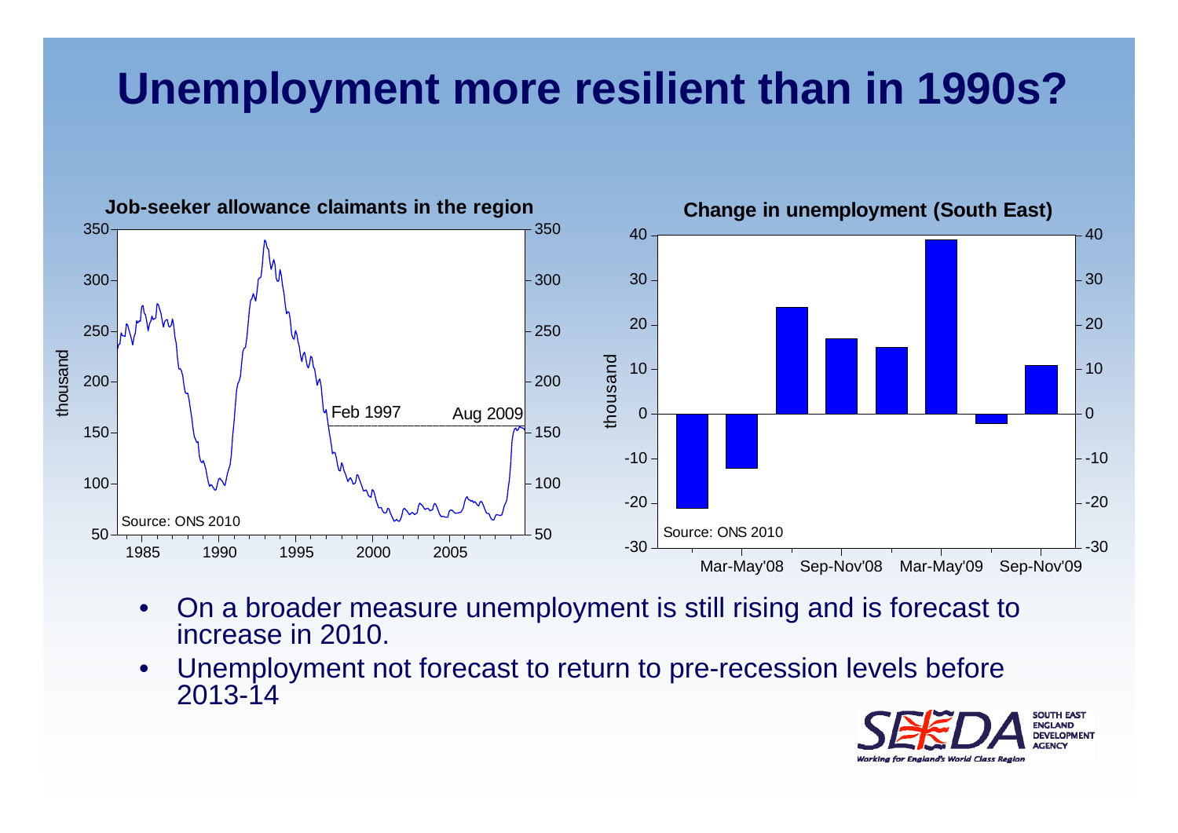# Unemployment more resilient than in 1990s?

**Job-seeker allowance claimants in the region**

**Change in unemployment (South East)**

- On a broader measure unemployment is still rising and is forecast to increase in 2010.
- Unemployment not forecast to return to pre-recession levels before 2013-14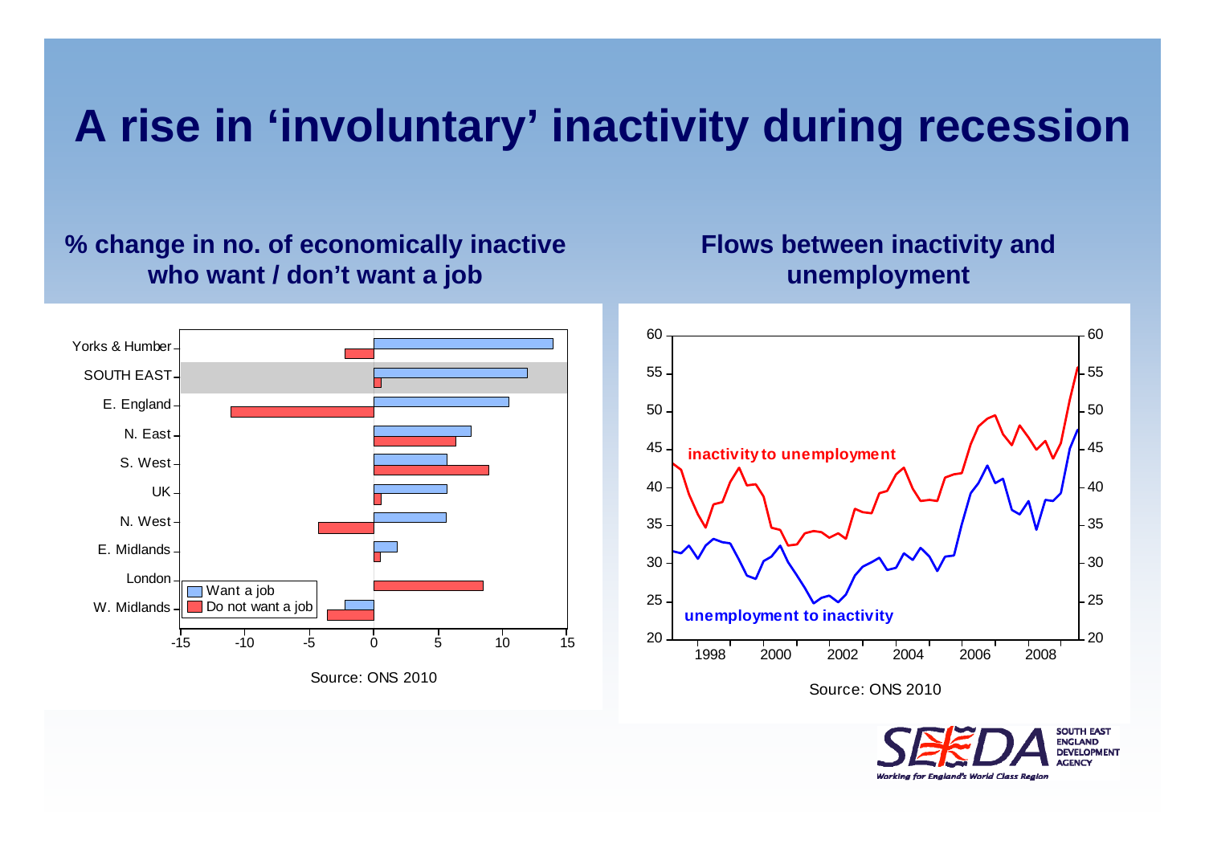# A rise in 'involuntary' inactivity during recession

**% change in no. of economically inactive who want / don't want a job**

Source: ONS 2010

**Flows between inactivity and unemployment**

Source: ONS 2010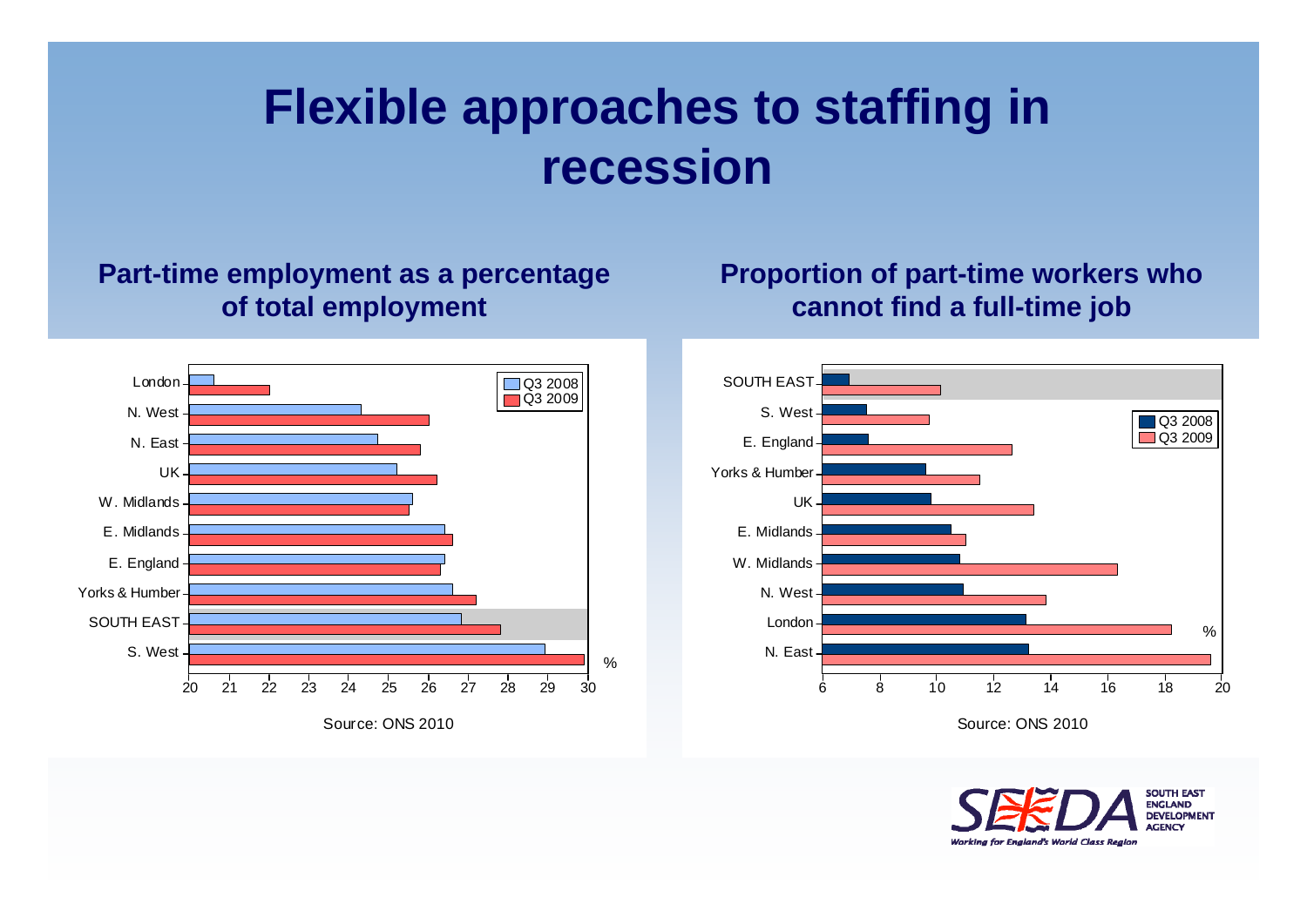# Flexible approaches to staffing in recession

## Part-time employment as a percentage of total employment

| Region | Q3 2008 | Q3 2009 |
|---|---|---|
| London | 20.6 | 22.0 |
| N. West | 24.3 | 26.0 |
| N. East | 24.7 | 25.8 |
| UK | 25.2 | 26.2 |
| W. Midlands | 25.6 | 25.5 |
| E. Midlands | 26.4 | 26.6 |
| E. England | 26.4 | 26.3 |
| Yorks & Humber | 26.6 | 27.2 |
| SOUTH EAST | 26.8 | 27.8 |
| S. West | 28.9 | 29.9 |

%

Source: ONS 2010

## Proportion of part-time workers who cannot find a full-time job

| Region | Q3 2008 | Q3 2009 |
|---|---|---|
| SOUTH EAST | 6.9 | 10.1 |
| S. West | 7.5 | 9.7 |
| E. England | 7.6 | 12.6 |
| Yorks & Humber | 9.6 | 11.5 |
| UK | 9.8 | 13.4 |
| E. Midlands | 10.5 | 11.0 |
| W. Midlands | 10.8 | 16.3 |
| N. West | 10.9 | 13.8 |
| London | 13.1 | 18.2 |
| N. East | 13.2 | 19.6 |

%

Source: ONS 2010

SEEDA SOUTH EAST ENGLAND DEVELOPMENT AGENCY
*Working for England's World Class Region*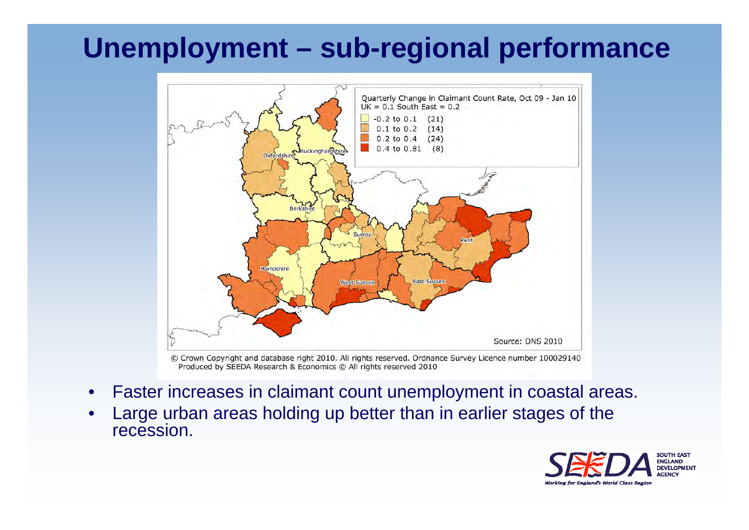# Unemployment – sub-regional performance

Quarterly Change in Claimant Count Rate, Oct 09 - Jan 10
UK = 0.1 South East = 0.2

- -0.2 to 0.1 (21)
- 0.1 to 0.2 (14)
- 0.2 to 0.4 (24)
- 0.4 to 0.81 (8)

Oxfordshire, Buckinghamshire, Berkshire, Surrey, Kent, Hampshire, West Sussex, East Sussex

Source: ONS 2010

© Crown Copyright and database right 2010. All rights reserved. Ordnance Survey Licence number 100029140
Produced by SEEDA Research & Economics © All rights reserved 2010

- Faster increases in claimant count unemployment in coastal areas.
- Large urban areas holding up better than in earlier stages of the recession.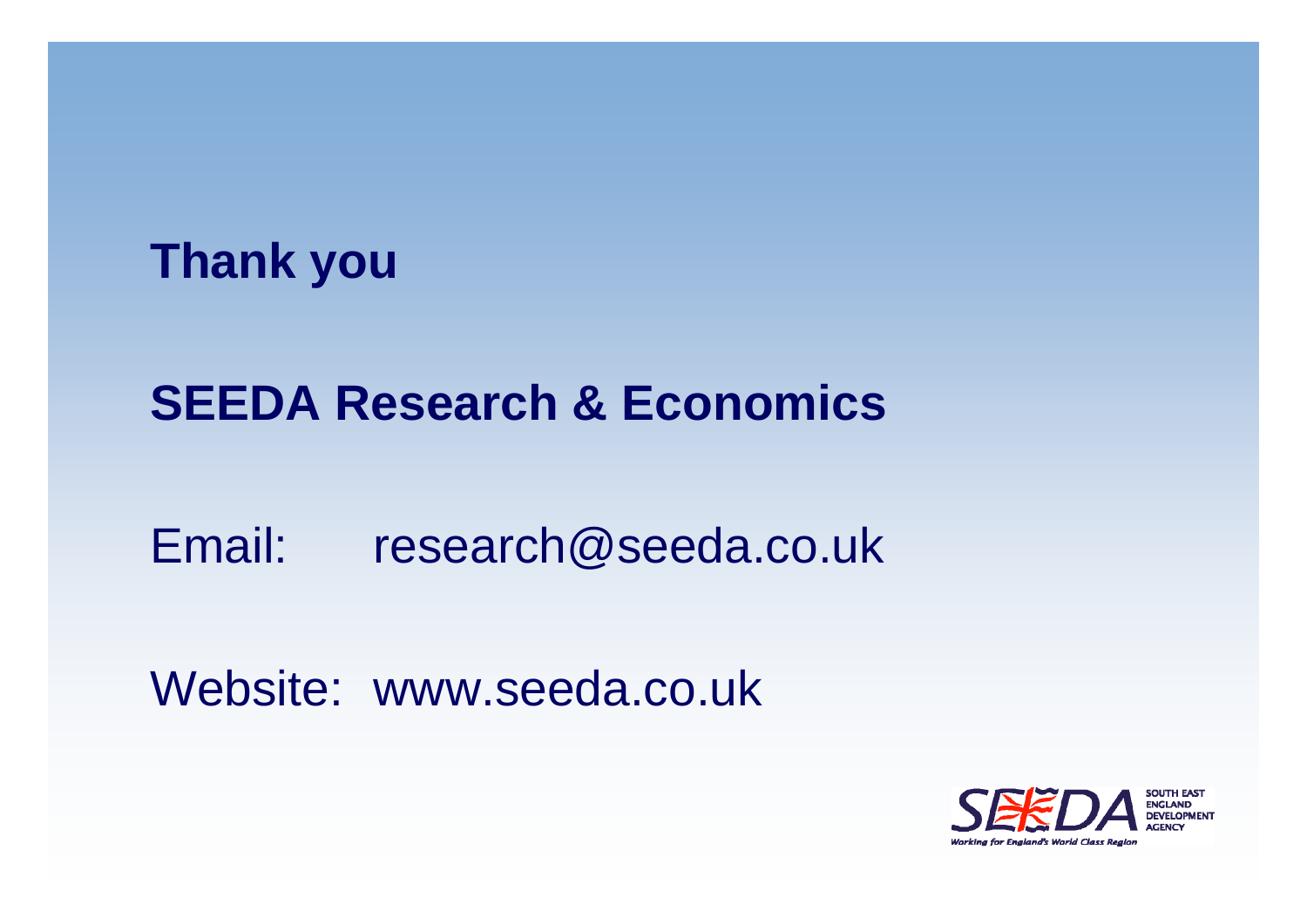**Thank you**

**SEEDA Research & Economics**

Email: research@seeda.co.uk

Website: www.seeda.co.uk

SEEDA SOUTH EAST ENGLAND DEVELOPMENT AGENCY

*Working for England's World Class Region*